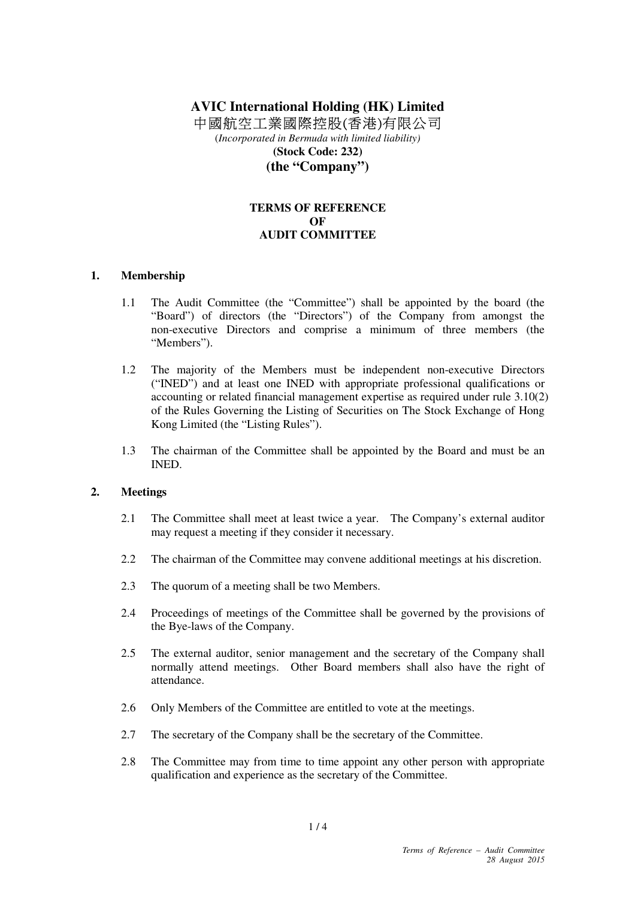**AVIC International Holding (HK) Limited**

中國航空工業國際控股(香港)有限公司

(*Incorporated in Bermuda with limited liability*)

**(Stock Code: 232)**

**(the "Company")**

**TERMS OF REFERENCE**
**OF**
**AUDIT COMMITTEE**

**1. Membership**

1.1 The Audit Committee (the "Committee") shall be appointed by the board (the "Board") of directors (the "Directors") of the Company from amongst the non-executive Directors and comprise a minimum of three members (the "Members").

1.2 The majority of the Members must be independent non-executive Directors ("INED") and at least one INED with appropriate professional qualifications or accounting or related financial management expertise as required under rule 3.10(2) of the Rules Governing the Listing of Securities on The Stock Exchange of Hong Kong Limited (the "Listing Rules").

1.3 The chairman of the Committee shall be appointed by the Board and must be an INED.

**2. Meetings**

2.1 The Committee shall meet at least twice a year. The Company's external auditor may request a meeting if they consider it necessary.

2.2 The chairman of the Committee may convene additional meetings at his discretion.

2.3 The quorum of a meeting shall be two Members.

2.4 Proceedings of meetings of the Committee shall be governed by the provisions of the Bye-laws of the Company.

2.5 The external auditor, senior management and the secretary of the Company shall normally attend meetings. Other Board members shall also have the right of attendance.

2.6 Only Members of the Committee are entitled to vote at the meetings.

2.7 The secretary of the Company shall be the secretary of the Committee.

2.8 The Committee may from time to time appoint any other person with appropriate qualification and experience as the secretary of the Committee.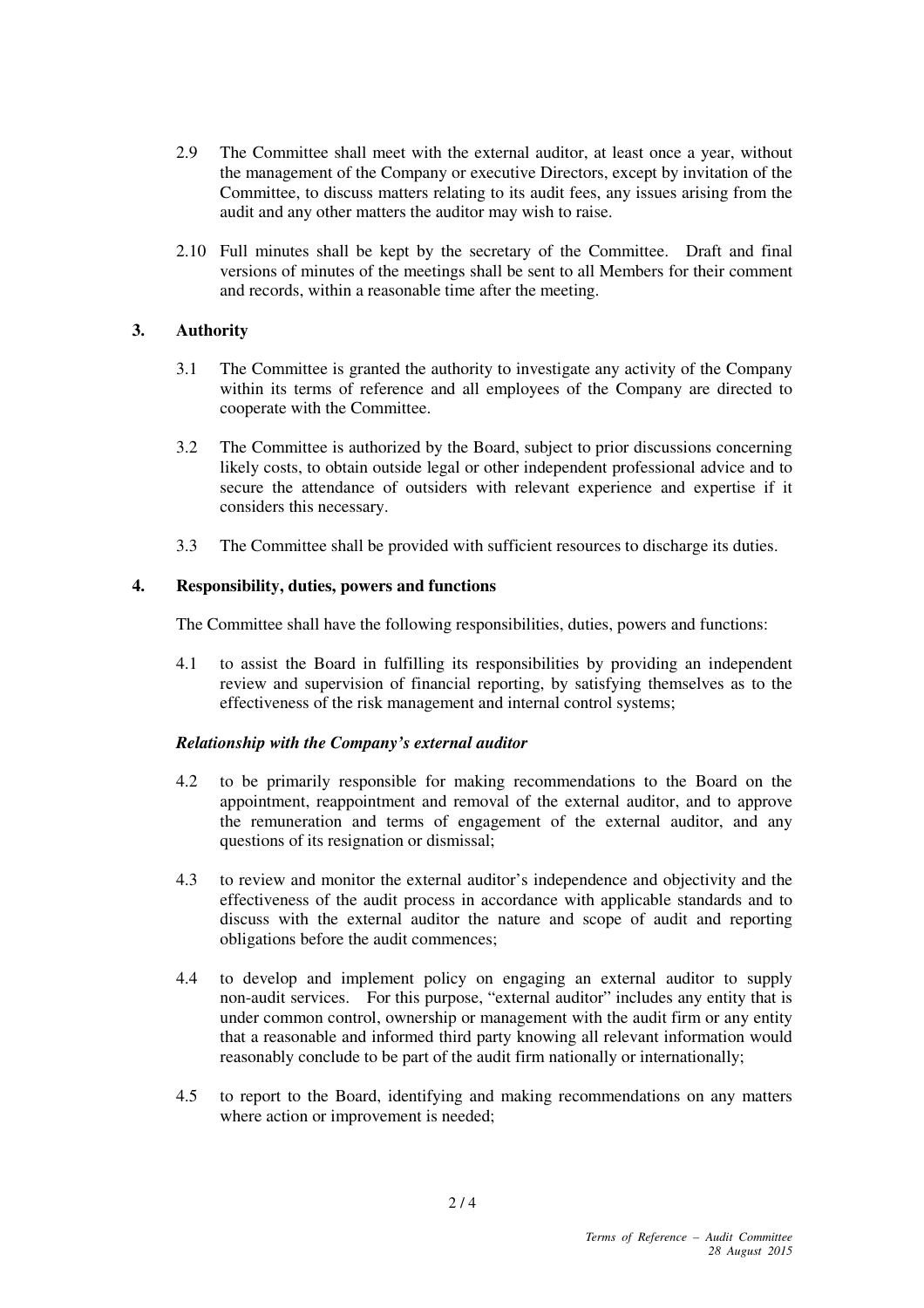2.9 The Committee shall meet with the external auditor, at least once a year, without the management of the Company or executive Directors, except by invitation of the Committee, to discuss matters relating to its audit fees, any issues arising from the audit and any other matters the auditor may wish to raise.

2.10 Full minutes shall be kept by the secretary of the Committee. Draft and final versions of minutes of the meetings shall be sent to all Members for their comment and records, within a reasonable time after the meeting.

## 3. Authority

3.1 The Committee is granted the authority to investigate any activity of the Company within its terms of reference and all employees of the Company are directed to cooperate with the Committee.

3.2 The Committee is authorized by the Board, subject to prior discussions concerning likely costs, to obtain outside legal or other independent professional advice and to secure the attendance of outsiders with relevant experience and expertise if it considers this necessary.

3.3 The Committee shall be provided with sufficient resources to discharge its duties.

## 4. Responsibility, duties, powers and functions

The Committee shall have the following responsibilities, duties, powers and functions:

4.1 to assist the Board in fulfilling its responsibilities by providing an independent review and supervision of financial reporting, by satisfying themselves as to the effectiveness of the risk management and internal control systems;

***Relationship with the Company's external auditor***

4.2 to be primarily responsible for making recommendations to the Board on the appointment, reappointment and removal of the external auditor, and to approve the remuneration and terms of engagement of the external auditor, and any questions of its resignation or dismissal;

4.3 to review and monitor the external auditor's independence and objectivity and the effectiveness of the audit process in accordance with applicable standards and to discuss with the external auditor the nature and scope of audit and reporting obligations before the audit commences;

4.4 to develop and implement policy on engaging an external auditor to supply non-audit services. For this purpose, "external auditor" includes any entity that is under common control, ownership or management with the audit firm or any entity that a reasonable and informed third party knowing all relevant information would reasonably conclude to be part of the audit firm nationally or internationally;

4.5 to report to the Board, identifying and making recommendations on any matters where action or improvement is needed;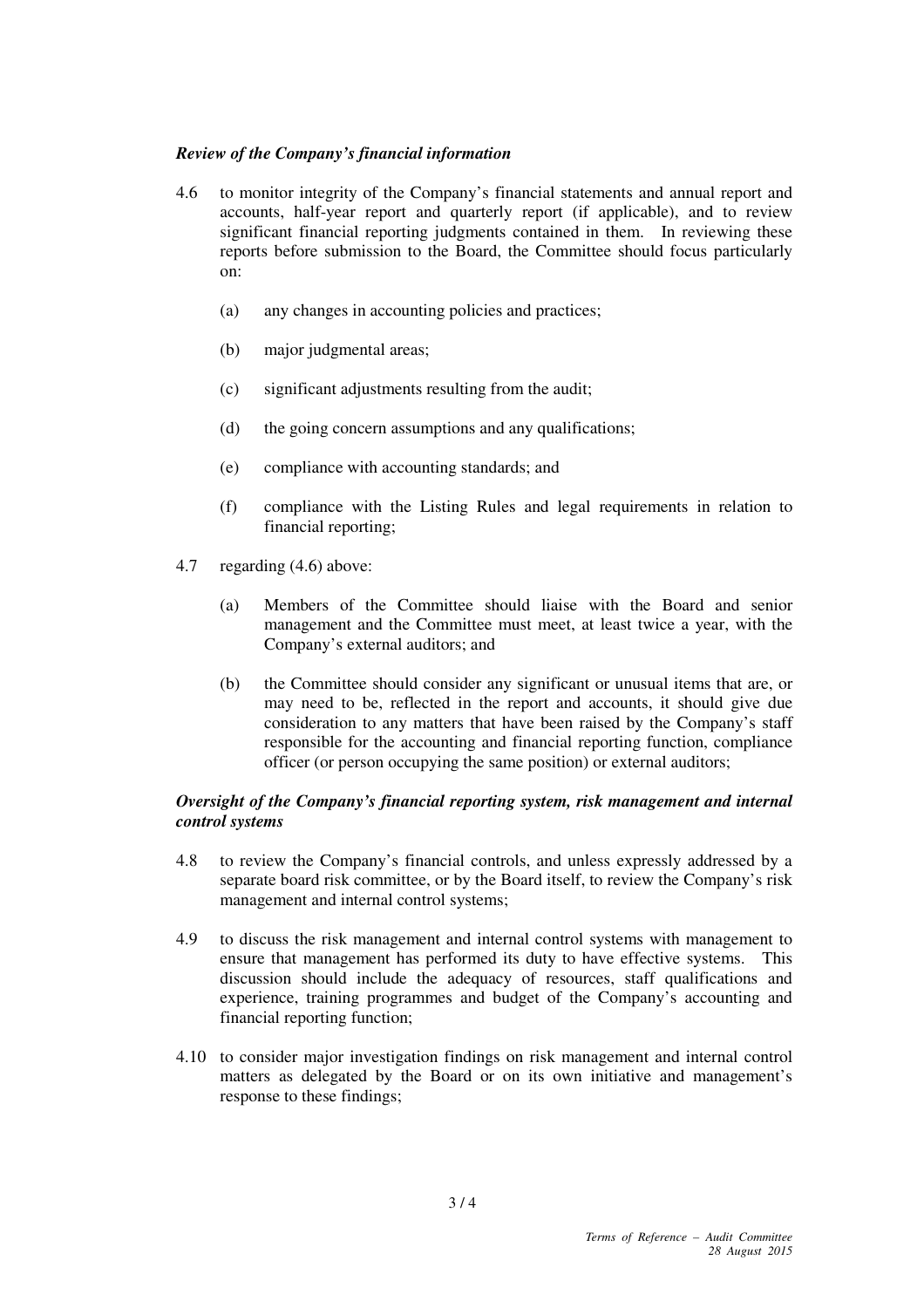***Review of the Company's financial information***

4.6 to monitor integrity of the Company's financial statements and annual report and accounts, half-year report and quarterly report (if applicable), and to review significant financial reporting judgments contained in them. In reviewing these reports before submission to the Board, the Committee should focus particularly on:

   (a) any changes in accounting policies and practices;

   (b) major judgmental areas;

   (c) significant adjustments resulting from the audit;

   (d) the going concern assumptions and any qualifications;

   (e) compliance with accounting standards; and

   (f) compliance with the Listing Rules and legal requirements in relation to financial reporting;

4.7 regarding (4.6) above:

   (a) Members of the Committee should liaise with the Board and senior management and the Committee must meet, at least twice a year, with the Company's external auditors; and

   (b) the Committee should consider any significant or unusual items that are, or may need to be, reflected in the report and accounts, it should give due consideration to any matters that have been raised by the Company's staff responsible for the accounting and financial reporting function, compliance officer (or person occupying the same position) or external auditors;

***Oversight of the Company's financial reporting system, risk management and internal control systems***

4.8 to review the Company's financial controls, and unless expressly addressed by a separate board risk committee, or by the Board itself, to review the Company's risk management and internal control systems;

4.9 to discuss the risk management and internal control systems with management to ensure that management has performed its duty to have effective systems. This discussion should include the adequacy of resources, staff qualifications and experience, training programmes and budget of the Company's accounting and financial reporting function;

4.10 to consider major investigation findings on risk management and internal control matters as delegated by the Board or on its own initiative and management's response to these findings;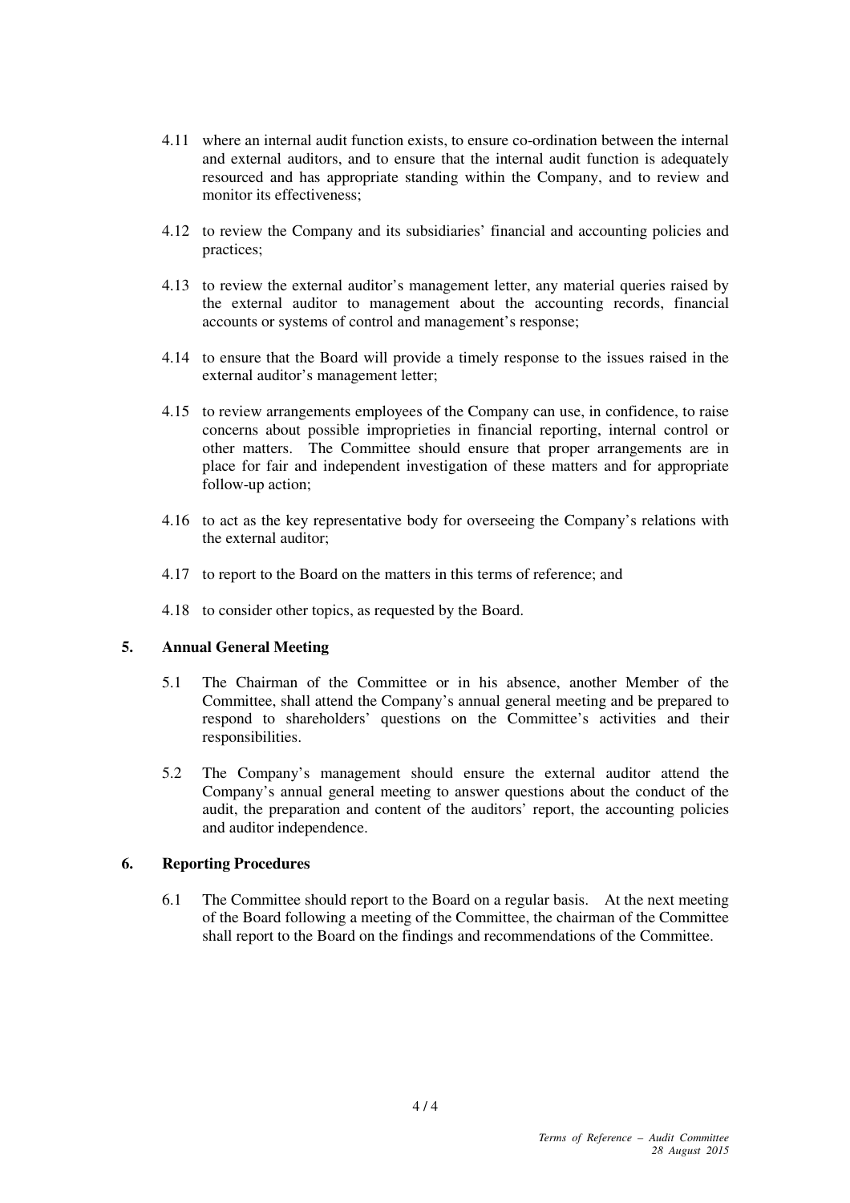4.11 where an internal audit function exists, to ensure co-ordination between the internal and external auditors, and to ensure that the internal audit function is adequately resourced and has appropriate standing within the Company, and to review and monitor its effectiveness;

4.12 to review the Company and its subsidiaries' financial and accounting policies and practices;

4.13 to review the external auditor's management letter, any material queries raised by the external auditor to management about the accounting records, financial accounts or systems of control and management's response;

4.14 to ensure that the Board will provide a timely response to the issues raised in the external auditor's management letter;

4.15 to review arrangements employees of the Company can use, in confidence, to raise concerns about possible improprieties in financial reporting, internal control or other matters. The Committee should ensure that proper arrangements are in place for fair and independent investigation of these matters and for appropriate follow-up action;

4.16 to act as the key representative body for overseeing the Company's relations with the external auditor;

4.17 to report to the Board on the matters in this terms of reference; and

4.18 to consider other topics, as requested by the Board.

## 5. Annual General Meeting

5.1 The Chairman of the Committee or in his absence, another Member of the Committee, shall attend the Company's annual general meeting and be prepared to respond to shareholders' questions on the Committee's activities and their responsibilities.

5.2 The Company's management should ensure the external auditor attend the Company's annual general meeting to answer questions about the conduct of the audit, the preparation and content of the auditors' report, the accounting policies and auditor independence.

## 6. Reporting Procedures

6.1 The Committee should report to the Board on a regular basis. At the next meeting of the Board following a meeting of the Committee, the chairman of the Committee shall report to the Board on the findings and recommendations of the Committee.